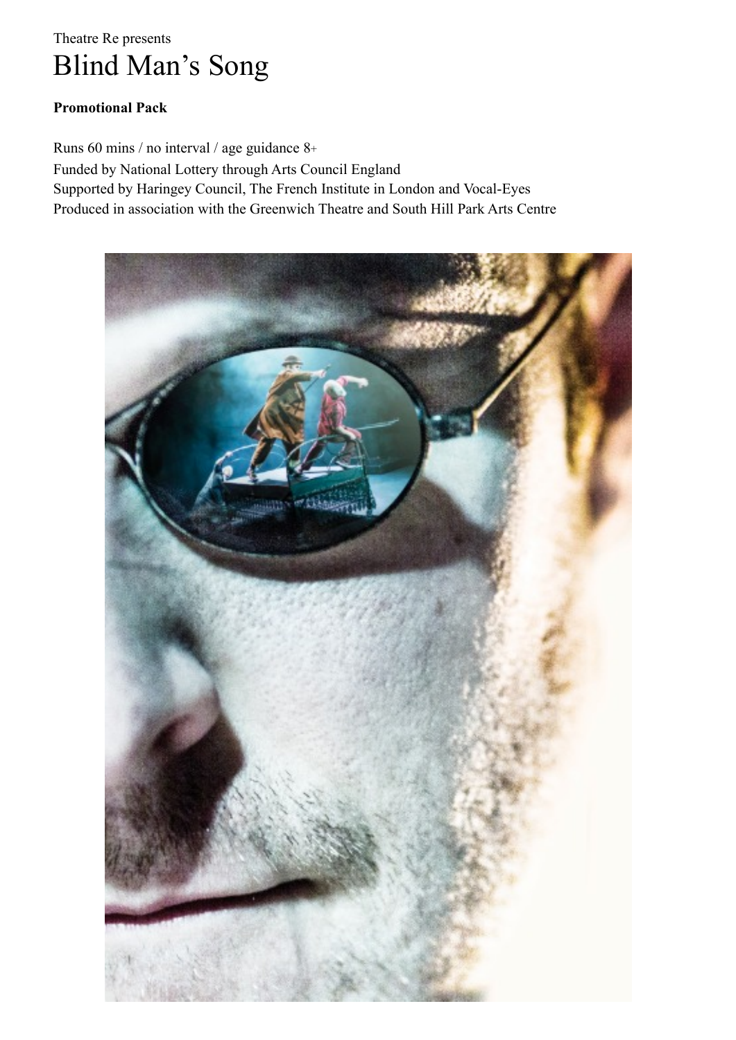Theatre Re presents

# Blind Man's Song

**Promotional Pack**

Runs 60 mins / no interval / age guidance 8+
Funded by National Lottery through Arts Council England
Supported by Haringey Council, The French Institute in London and Vocal-Eyes
Produced in association with the Greenwich Theatre and South Hill Park Arts Centre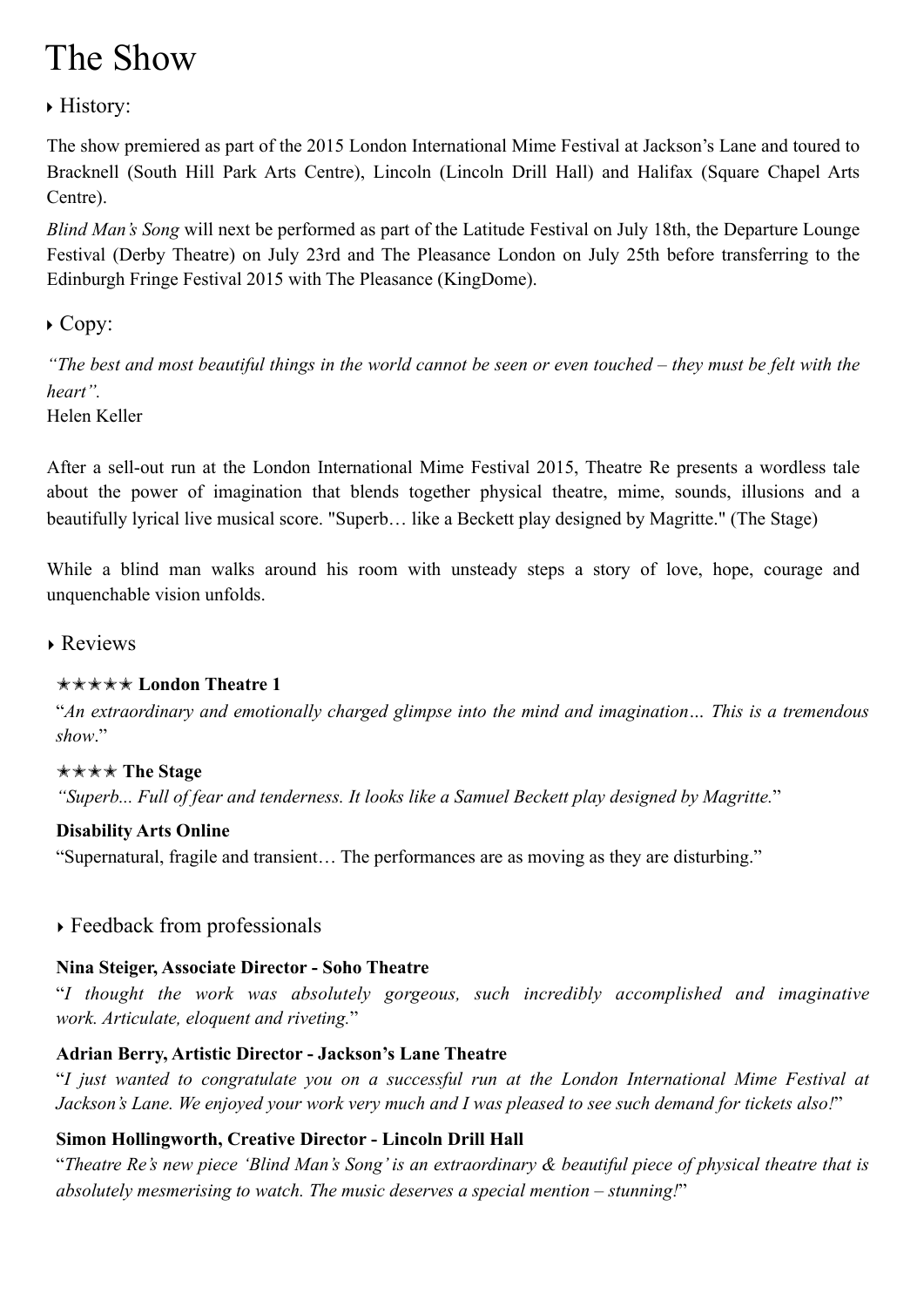# The Show

## History:

The show premiered as part of the 2015 London International Mime Festival at Jackson's Lane and toured to Bracknell (South Hill Park Arts Centre), Lincoln (Lincoln Drill Hall) and Halifax (Square Chapel Arts Centre).

*Blind Man's Song* will next be performed as part of the Latitude Festival on July 18th, the Departure Lounge Festival (Derby Theatre) on July 23rd and The Pleasance London on July 25th before transferring to the Edinburgh Fringe Festival 2015 with The Pleasance (KingDome).

## Copy:

*"The best and most beautiful things in the world cannot be seen or even touched – they must be felt with the heart".*
Helen Keller

After a sell-out run at the London International Mime Festival 2015, Theatre Re presents a wordless tale about the power of imagination that blends together physical theatre, mime, sounds, illusions and a beautifully lyrical live musical score. "Superb… like a Beckett play designed by Magritte." (The Stage)

While a blind man walks around his room with unsteady steps a story of love, hope, courage and unquenchable vision unfolds.

## Reviews

**★★★★★ London Theatre 1**
"*An extraordinary and emotionally charged glimpse into the mind and imagination… This is a tremendous show*."

**★★★★ The Stage**
*"Superb... Full of fear and tenderness. It looks like a Samuel Beckett play designed by Magritte.*"

**Disability Arts Online**
"Supernatural, fragile and transient… The performances are as moving as they are disturbing."

## Feedback from professionals

**Nina Steiger, Associate Director - Soho Theatre**
"*I thought the work was absolutely gorgeous, such incredibly accomplished and imaginative work. Articulate, eloquent and riveting.*"

**Adrian Berry, Artistic Director - Jackson's Lane Theatre**
"*I just wanted to congratulate you on a successful run at the London International Mime Festival at Jackson's Lane. We enjoyed your work very much and I was pleased to see such demand for tickets also!*"

**Simon Hollingworth, Creative Director - Lincoln Drill Hall**
"*Theatre Re's new piece 'Blind Man's Song' is an extraordinary & beautiful piece of physical theatre that is absolutely mesmerising to watch. The music deserves a special mention – stunning!*"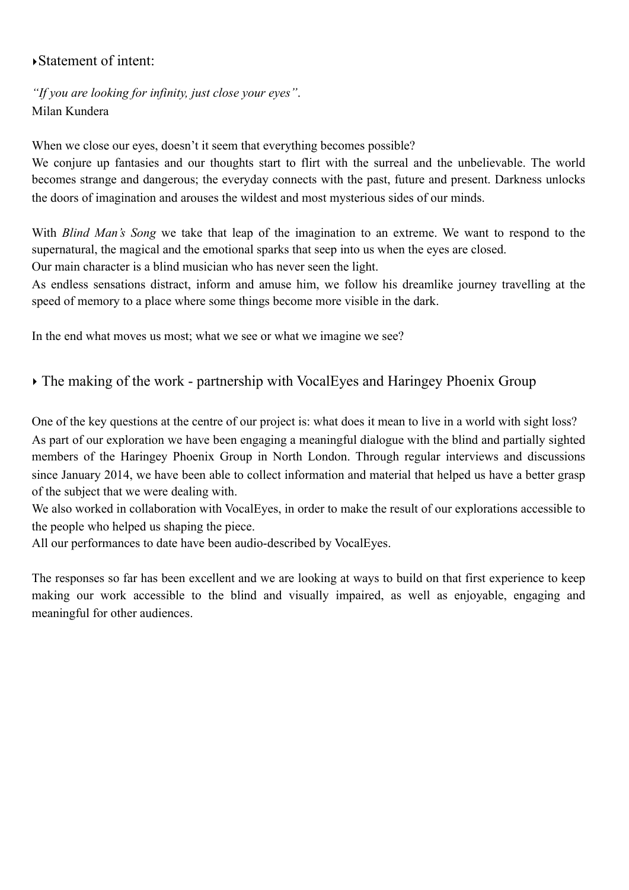## ‣Statement of intent:

*"If you are looking for infinity, just close your eyes".*
Milan Kundera

When we close our eyes, doesn't it seem that everything becomes possible?
We conjure up fantasies and our thoughts start to flirt with the surreal and the unbelievable. The world becomes strange and dangerous; the everyday connects with the past, future and present. Darkness unlocks the doors of imagination and arouses the wildest and most mysterious sides of our minds.

With *Blind Man's Song* we take that leap of the imagination to an extreme. We want to respond to the supernatural, the magical and the emotional sparks that seep into us when the eyes are closed.
Our main character is a blind musician who has never seen the light.
As endless sensations distract, inform and amuse him, we follow his dreamlike journey travelling at the speed of memory to a place where some things become more visible in the dark.

In the end what moves us most; what we see or what we imagine we see?

## ‣ The making of the work - partnership with VocalEyes and Haringey Phoenix Group

One of the key questions at the centre of our project is: what does it mean to live in a world with sight loss?
As part of our exploration we have been engaging a meaningful dialogue with the blind and partially sighted members of the Haringey Phoenix Group in North London. Through regular interviews and discussions since January 2014, we have been able to collect information and material that helped us have a better grasp of the subject that we were dealing with.
We also worked in collaboration with VocalEyes, in order to make the result of our explorations accessible to the people who helped us shaping the piece.
All our performances to date have been audio-described by VocalEyes.

The responses so far has been excellent and we are looking at ways to build on that first experience to keep making our work accessible to the blind and visually impaired, as well as enjoyable, engaging and meaningful for other audiences.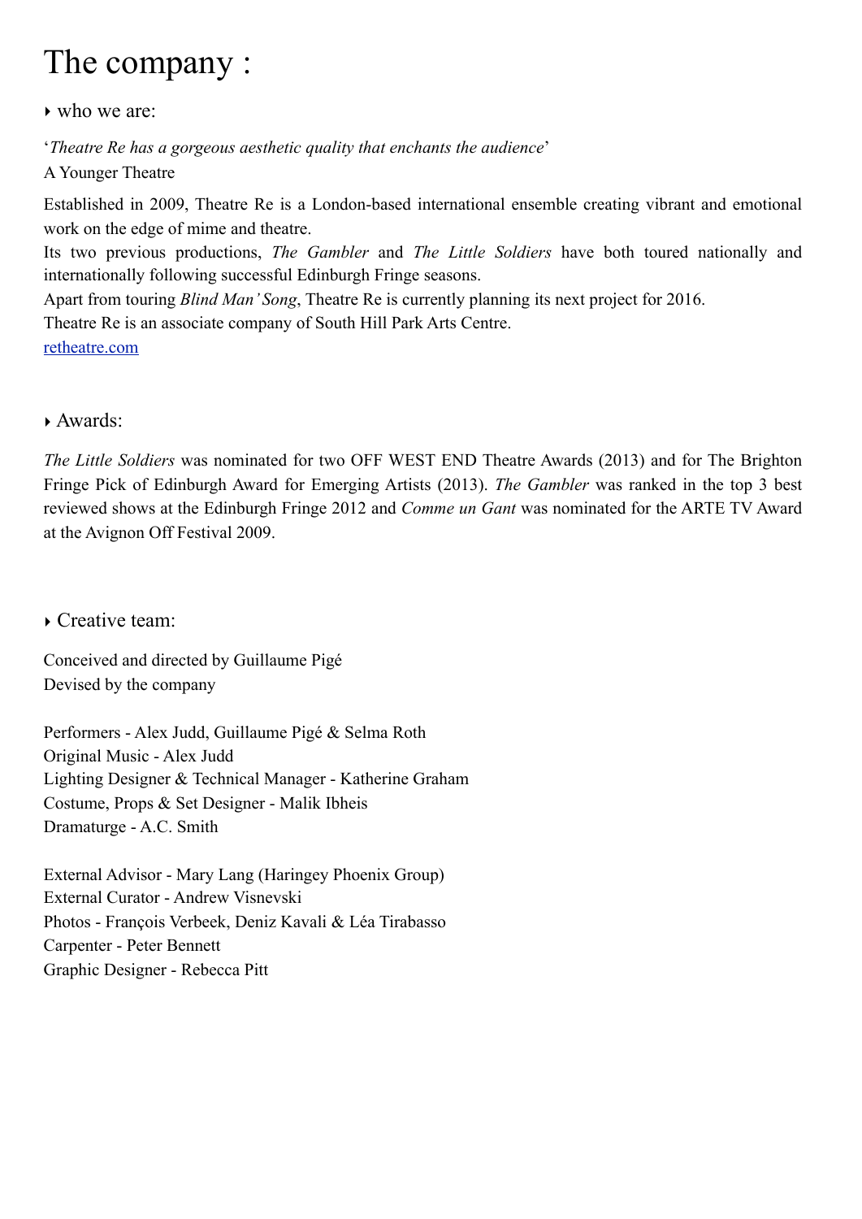# The company :

‣ who we are:

'*Theatre Re has a gorgeous aesthetic quality that enchants the audience*'
A Younger Theatre

Established in 2009, Theatre Re is a London-based international ensemble creating vibrant and emotional work on the edge of mime and theatre.
Its two previous productions, *The Gambler* and *The Little Soldiers* have both toured nationally and internationally following successful Edinburgh Fringe seasons.
Apart from touring *Blind Man' Song*, Theatre Re is currently planning its next project for 2016.
Theatre Re is an associate company of South Hill Park Arts Centre.
[retheatre.com](retheatre.com)

‣ Awards:

*The Little Soldiers* was nominated for two OFF WEST END Theatre Awards (2013) and for The Brighton Fringe Pick of Edinburgh Award for Emerging Artists (2013). *The Gambler* was ranked in the top 3 best reviewed shows at the Edinburgh Fringe 2012 and *Comme un Gant* was nominated for the ARTE TV Award at the Avignon Off Festival 2009.

‣ Creative team:

Conceived and directed by Guillaume Pigé
Devised by the company

Performers - Alex Judd, Guillaume Pigé & Selma Roth
Original Music - Alex Judd
Lighting Designer & Technical Manager - Katherine Graham
Costume, Props & Set Designer - Malik Ibheis
Dramaturge - A.C. Smith

External Advisor - Mary Lang (Haringey Phoenix Group)
External Curator - Andrew Visnevski
Photos - François Verbeek, Deniz Kavali & Léa Tirabasso
Carpenter - Peter Bennett
Graphic Designer - Rebecca Pitt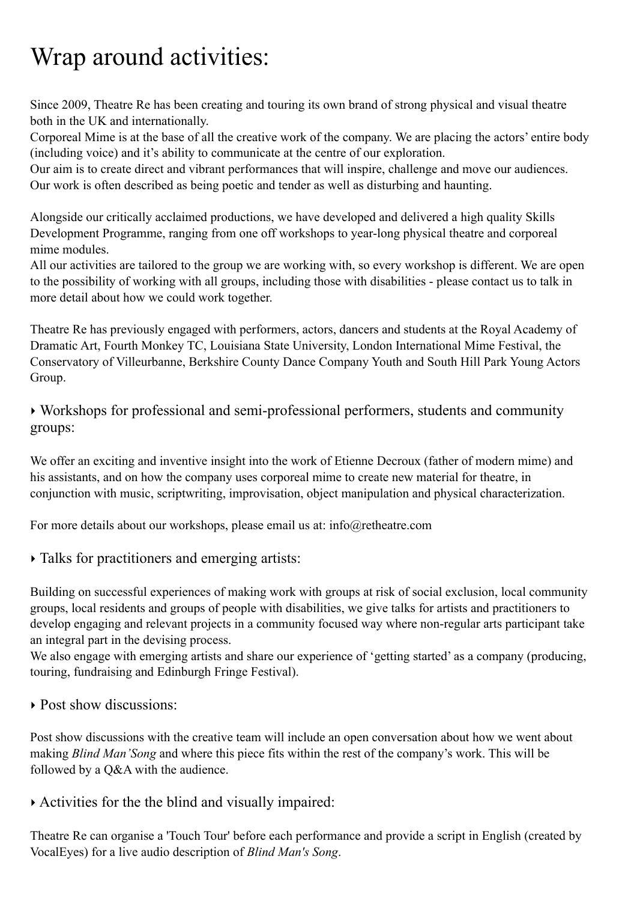# Wrap around activities:

Since 2009, Theatre Re has been creating and touring its own brand of strong physical and visual theatre both in the UK and internationally.
Corporeal Mime is at the base of all the creative work of the company. We are placing the actors' entire body (including voice) and it's ability to communicate at the centre of our exploration.
Our aim is to create direct and vibrant performances that will inspire, challenge and move our audiences. Our work is often described as being poetic and tender as well as disturbing and haunting.

Alongside our critically acclaimed productions, we have developed and delivered a high quality Skills Development Programme, ranging from one off workshops to year-long physical theatre and corporeal mime modules.
All our activities are tailored to the group we are working with, so every workshop is different. We are open to the possibility of working with all groups, including those with disabilities - please contact us to talk in more detail about how we could work together.

Theatre Re has previously engaged with performers, actors, dancers and students at the Royal Academy of Dramatic Art, Fourth Monkey TC, Louisiana State University, London International Mime Festival, the Conservatory of Villeurbanne, Berkshire County Dance Company Youth and South Hill Park Young Actors Group.

## ‣ Workshops for professional and semi-professional performers, students and community groups:

We offer an exciting and inventive insight into the work of Etienne Decroux (father of modern mime) and his assistants, and on how the company uses corporeal mime to create new material for theatre, in conjunction with music, scriptwriting, improvisation, object manipulation and physical characterization.

For more details about our workshops, please email us at: info@retheatre.com

## ‣ Talks for practitioners and emerging artists:

Building on successful experiences of making work with groups at risk of social exclusion, local community groups, local residents and groups of people with disabilities, we give talks for artists and practitioners to develop engaging and relevant projects in a community focused way where non-regular arts participant take an integral part in the devising process.
We also engage with emerging artists and share our experience of 'getting started' as a company (producing, touring, fundraising and Edinburgh Fringe Festival).

## ‣ Post show discussions:

Post show discussions with the creative team will include an open conversation about how we went about making *Blind Man'Song* and where this piece fits within the rest of the company's work. This will be followed by a Q&A with the audience.

## ‣ Activities for the the blind and visually impaired:

Theatre Re can organise a 'Touch Tour' before each performance and provide a script in English (created by VocalEyes) for a live audio description of *Blind Man's Song*.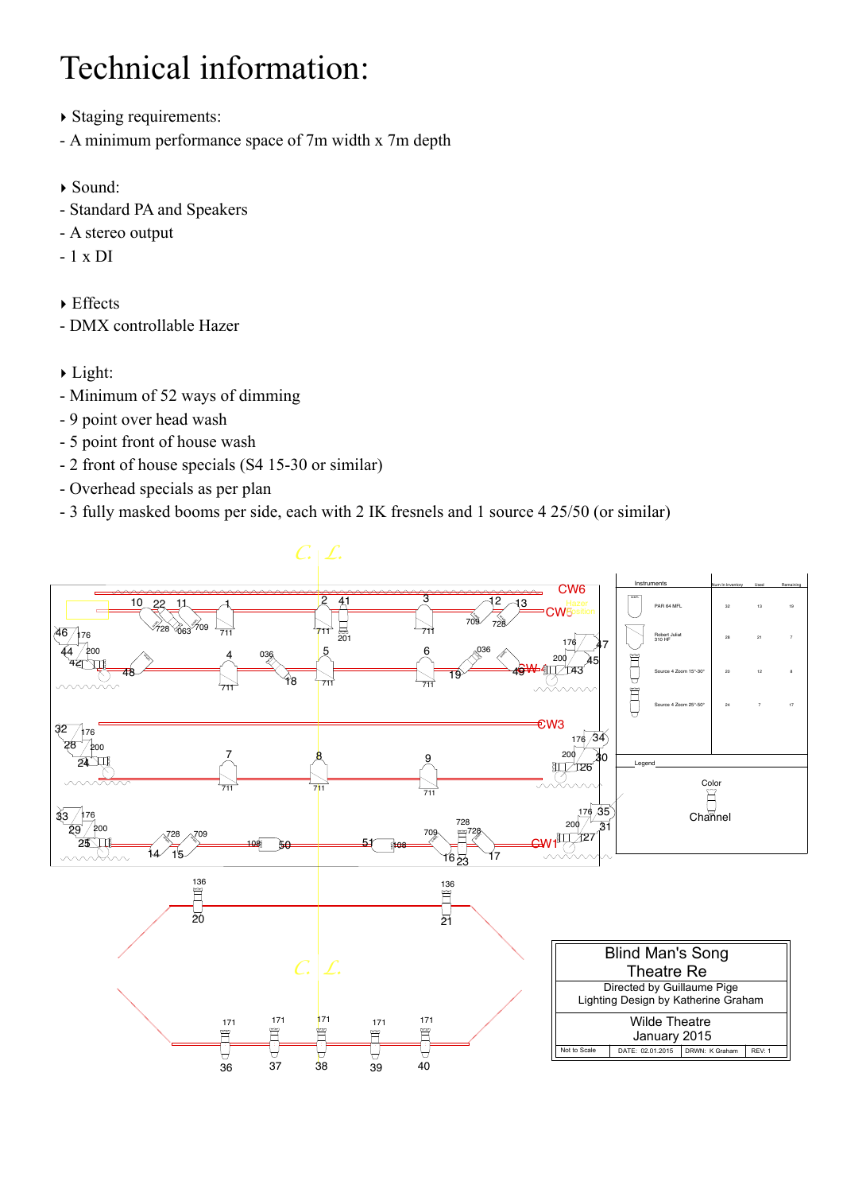# Technical information:

- Staging requirements:
- A minimum performance space of 7m width x 7m depth

- Sound:
- Standard PA and Speakers
- A stereo output
- 1 x DI

- Effects
- DMX controllable Hazer

- Light:
- Minimum of 52 ways of dimming
- 9 point over head wash
- 5 point front of house wash
- 2 front of house specials (S4 15-30 or similar)
- Overhead specials as per plan
- 3 fully masked booms per side, each with 2 IK fresnels and 1 source 4 25/50 (or similar)

| Instruments | Num in Inventory | Used | Remaining |
|---|---|---|---|
| PAR 64 MFL | 32 | 13 | 19 |
| Robert Juliat 310 HF | 28 | 21 | 7 |
| Source 4 Zoom 15°-30° | 20 | 12 | 8 |
| Source 4 Zoom 25°-50° | 24 | 7 | 17 |

Legend

Color

Channel

Blind Man's Song
Theatre Re

Directed by Guillaume Pige
Lighting Design by Katherine Graham

Wilde Theatre
January 2015

| Not to Scale | DATE: 02.01.2015 | DRWN: K Graham | REV: 1 |
|---|---|---|---|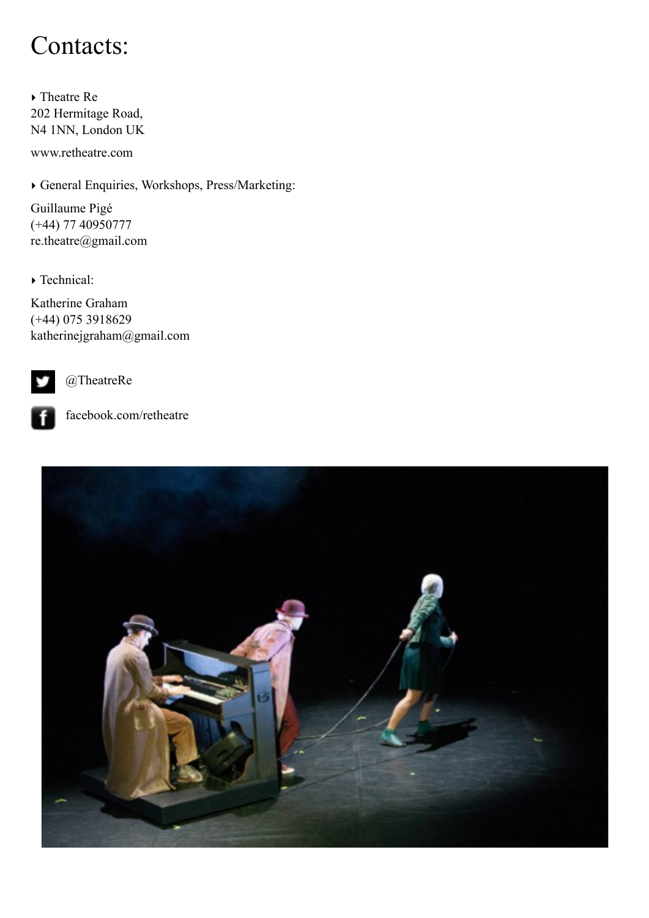# Contacts:

- Theatre Re
202 Hermitage Road,
N4 1NN, London UK

www.retheatre.com

- General Enquiries, Workshops, Press/Marketing:

Guillaume Pigé
(+44) 77 40950777
re.theatre@gmail.com

- Technical:

Katherine Graham
(+44) 075 3918629
katherinejgraham@gmail.com

@TheatreRe

facebook.com/retheatre